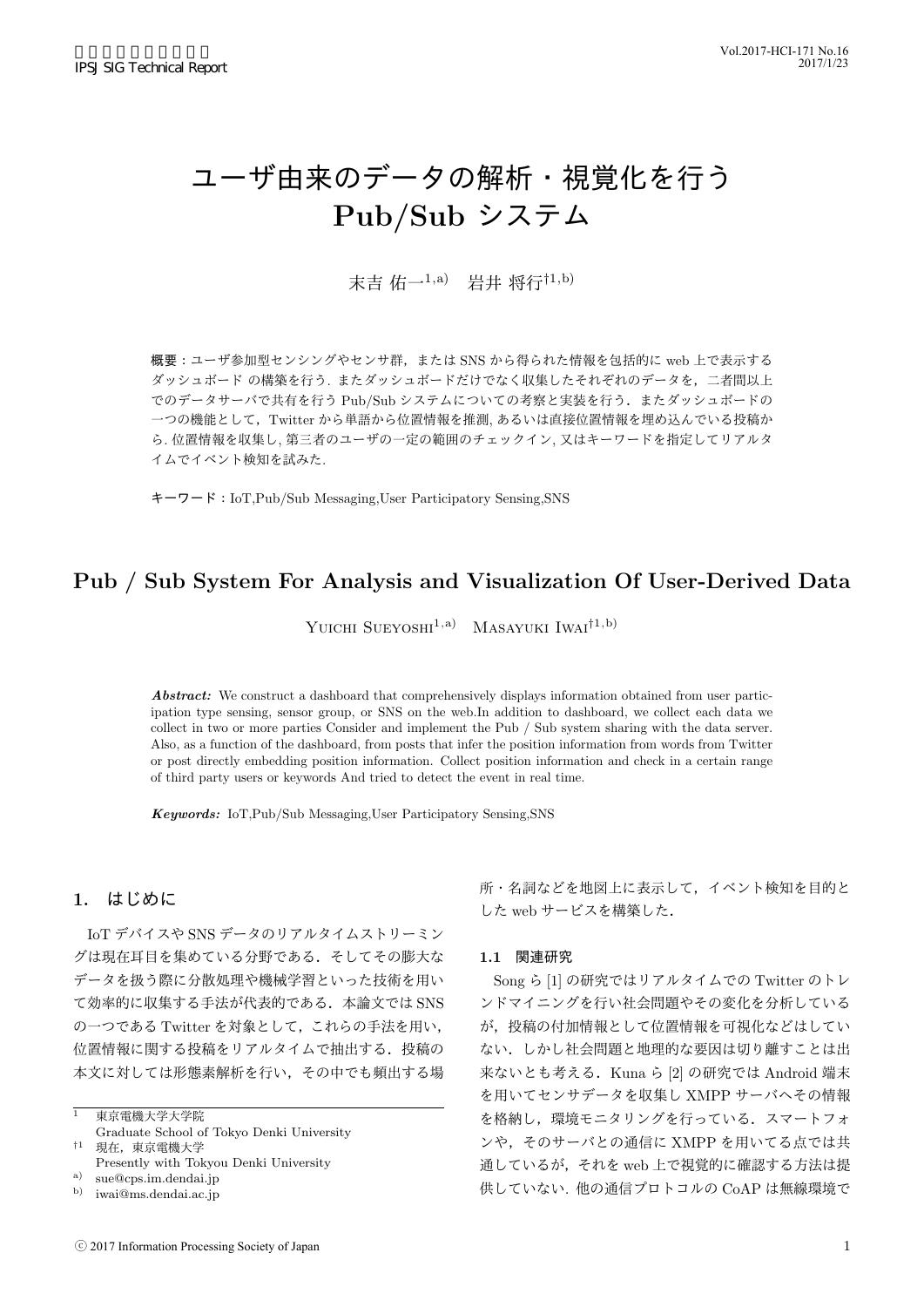# ユーザ由来のデータの解析・視覚化を行う Pub/Sub システム

末吉 佑一[1,a)]　岩井 将行[†1,b)]

**概要**：ユーザ参加型センシングやセンサ群，または SNS から得られた情報を包括的に web 上で表示するダッシュボード の構築を行う. またダッシュボードだけでなく収集したそれぞれのデータを，二者間以上でのデータサーバで共有を行う Pub/Sub システムについての考察と実装を行う．またダッシュボードの一つの機能として，Twitter から単語から位置情報を推測, あるいは直接位置情報を埋め込んでいる投稿から. 位置情報を収集し, 第三者のユーザの一定の範囲のチェックイン, 又はキーワードを指定してリアルタイムでイベント検知を試みた.

**キーワード**：IoT,Pub/Sub Messaging,User Participatory Sensing,SNS

# Pub / Sub System For Analysis and Visualization Of User-Derived Data

Yuichi Sueyoshi[1,a)]　Masayuki Iwai[†1,b)]

***Abstract:*** We construct a dashboard that comprehensively displays information obtained from user participation type sensing, sensor group, or SNS on the web.In addition to dashboard, we collect each data we collect in two or more parties Consider and implement the Pub / Sub system sharing with the data server. Also, as a function of the dashboard, from posts that infer the position information from words from Twitter or post directly embedding position information. Collect position information and check in a certain range of third party users or keywords And tried to detect the event in real time.

***Keywords:*** IoT,Pub/Sub Messaging,User Participatory Sensing,SNS

## 1. はじめに

IoT デバイスや SNS データのリアルタイムストリーミングは現在耳目を集めている分野である．そしてその膨大なデータを扱う際に分散処理や機械学習といった技術を用いて効率的に収集する手法が代表的である．本論文では SNS の一つである Twitter を対象として，これらの手法を用い，位置情報に関する投稿をリアルタイムで抽出する．投稿の本文に対しては形態素解析を行い，その中でも頻出する場所・名詞などを地図上に表示して，イベント検知を目的とした web サービスを構築した．

### 1.1 関連研究

Song ら [1] の研究ではリアルタイムでの Twitter のトレンドマイニングを行い社会問題やその変化を分析しているが，投稿の付加情報として位置情報を可視化などはしていない．しかし社会問題と地理的な要因は切り離すことは出来ないとも考える．Kuna ら [2] の研究では Android 端末を用いてセンサデータを収集し XMPP サーバへその情報を格納し，環境モニタリングを行っている．スマートフォンや，そのサーバとの通信に XMPP を用いてる点では共通しているが，それを web 上で視覚的に確認する方法は提供していない. 他の通信プロトコルの CoAP は無線環境で

---

[1] 東京電機大学大学院
Graduate School of Tokyo Denki University

[†1] 現在，東京電機大学
Presently with Tokyou Denki University

[a)] sue@cps.im.dendai.jp

[b)] iwai@ms.dendai.ac.jp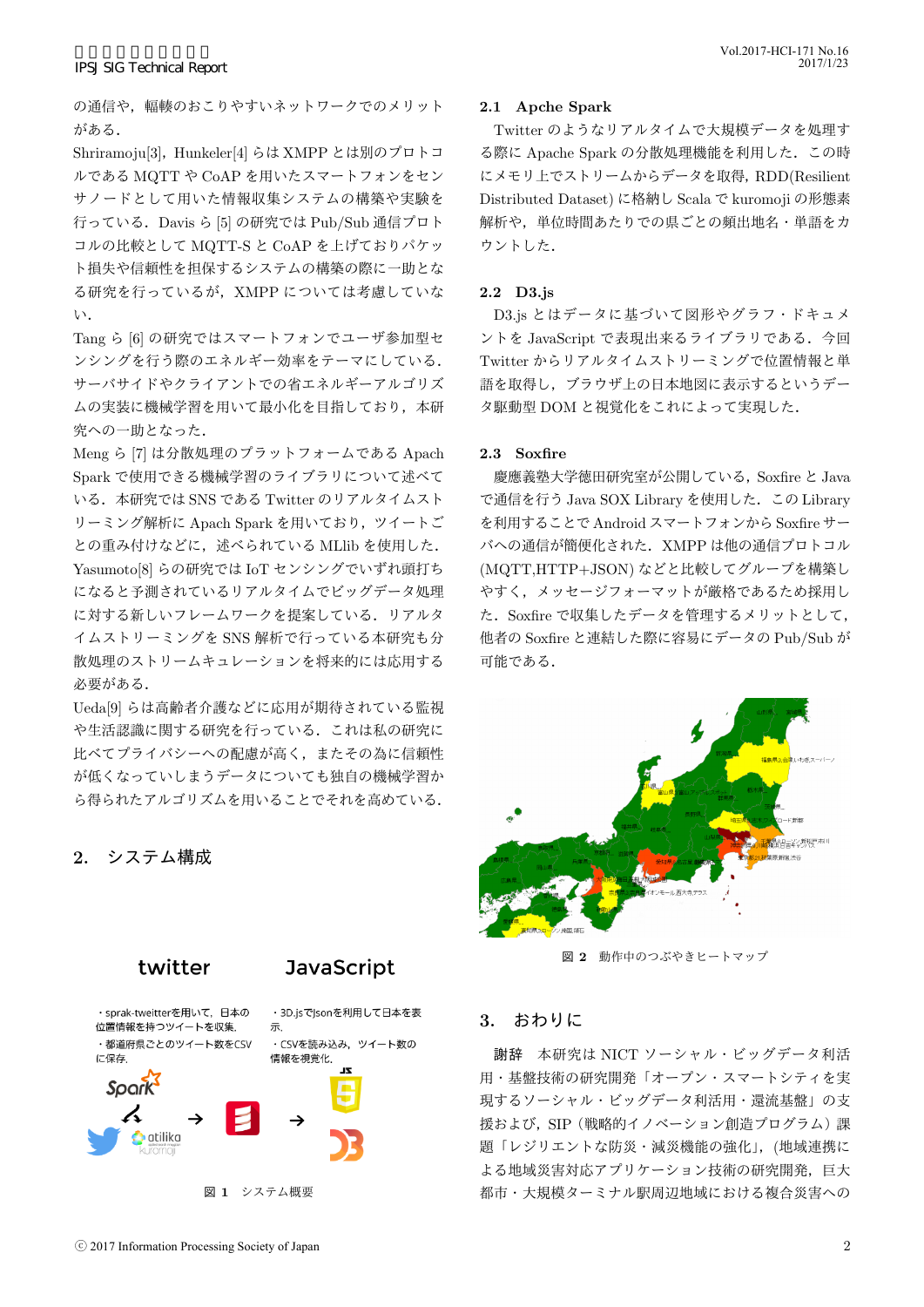の通信や，輻輳のおこりやすいネットワークでのメリットがある．

Shriramoju[3]，Hunkeler[4] らは XMPP とは別のプロトコルである MQTT や CoAP を用いたスマートフォンをセンサノードとして用いた情報収集システムの構築や実験を行っている．Davis ら [5] の研究では Pub/Sub 通信プロトコルの比較として MQTT-S と CoAP を上げておりパケット損失や信頼性を担保するシステムの構築の際に一助となる研究を行っているが，XMPP については考慮していない．

Tang ら [6] の研究ではスマートフォンでユーザ参加型センシングを行う際のエネルギー効率をテーマにしている．サーバサイドやクライアントでの省エネルギーアルゴリズムの実装に機械学習を用いて最小化を目指しており，本研究への一助となった．

Meng ら [7] は分散処理のプラットフォームである Apach Spark で使用できる機械学習のライブラリについて述べている．本研究では SNS である Twitter のリアルタイムストリーミング解析に Apach Spark を用いており，ツイートごとの重み付けなどに，述べられている MLlib を使用した．

Yasumoto[8] らの研究では IoT センシングでいずれ頭打ちになると予測されているリアルタイムでビッグデータ処理に対する新しいフレームワークを提案している．リアルタイムストリーミングを SNS 解析で行っている本研究も分散処理のストリームキュレーションを将来的には応用する必要がある．

Ueda[9] らは高齢者介護などに応用が期待されている監視や生活認識に関する研究を行っている．これは私の研究に比べてプライバシーへの配慮が高く，またその為に信頼性が低くなっていしまうデータについても独自の機械学習から得られたアルゴリズムを用いることでそれを高めている．

## 2. システム構成

図 1 システム概要

### 2.1 Apche Spark

Twitter のようなリアルタイムで大規模データを処理する際に Apache Spark の分散処理機能を利用した．この時にメモリ上でストリームからデータを取得，RDD(Resilient Distributed Dataset) に格納し Scala で kuromoji の形態素解析や，単位時間あたりでの県ごとの頻出地名・単語をカウントした．

### 2.2 D3.js

D3.js とはデータに基づいて図形やグラフ・ドキュメントを JavaScript で表現出来るライブラリである．今回 Twitter からリアルタイムストリーミングで位置情報と単語を取得し，ブラウザ上の日本地図に表示するというデータ駆動型 DOM と視覚化をこれによって実現した．

### 2.3 Soxfire

慶應義塾大学徳田研究室が公開している，Soxfire と Java で通信を行う Java SOX Library を使用した．この Library を利用することで Android スマートフォンから Soxfire サーバへの通信が簡便化された．XMPP は他の通信プロトコル (MQTT,HTTP+JSON) などと比較してグループを構築しやすく，メッセージフォーマットが厳格であるため採用した．Soxfire で収集したデータを管理するメリットとして，他者の Soxfire と連結した際に容易にデータの Pub/Sub が可能である．

図 2 動作中のつぶやきヒートマップ

## 3. おわりに

**謝辞** 本研究は NICT ソーシャル・ビッグデータ利活用・基盤技術の研究開発「オープン・スマートシティを実現するソーシャル・ビッグデータ利活用・還流基盤」の支援および，SIP（戦略的イノベーション創造プログラム）課題「レジリエントな防災・減災機能の強化」，(地域連携による地域災害対応アプリケーション技術の研究開発，巨大都市・大規模ターミナル駅周辺地域における複合災害への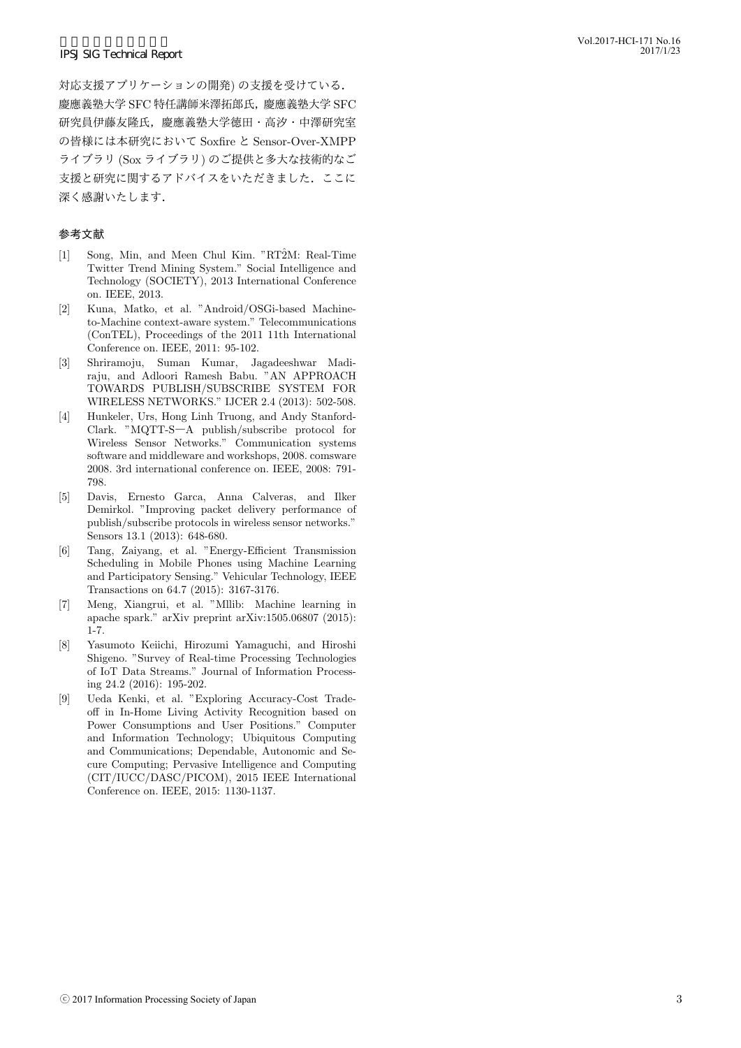対応支援アプリケーションの開発) の支援を受けている．慶應義塾大学 SFC 特任講師米澤拓郎氏，慶應義塾大学 SFC 研究員伊藤友隆氏，慶應義塾大学徳田・高汐・中澤研究室の皆様には本研究において Soxfire と Sensor-Over-XMPP ライブラリ (Sox ライブラリ) のご提供と多大な技術的なご支援と研究に関するアドバイスをいただきました．ここに深く感謝いたします．

## 参考文献

[1] Song, Min, and Meen Chul Kim. "RT2̂M: Real-Time Twitter Trend Mining System." Social Intelligence and Technology (SOCIETY), 2013 International Conference on. IEEE, 2013.

[2] Kuna, Matko, et al. "Android/OSGi-based Machine-to-Machine context-aware system." Telecommunications (ConTEL), Proceedings of the 2011 11th International Conference on. IEEE, 2011: 95-102.

[3] Shriramoju, Suman Kumar, Jagadeeshwar Madiraju, and Adloori Ramesh Babu. "AN APPROACH TOWARDS PUBLISH/SUBSCRIBE SYSTEM FOR WIRELESS NETWORKS." IJCER 2.4 (2013): 502-508.

[4] Hunkeler, Urs, Hong Linh Truong, and Andy Stanford-Clark. "MQTT-S—A publish/subscribe protocol for Wireless Sensor Networks." Communication systems software and middleware and workshops, 2008. comsware 2008. 3rd international conference on. IEEE, 2008: 791-798.

[5] Davis, Ernesto Garca, Anna Calveras, and Ilker Demirkol. "Improving packet delivery performance of publish/subscribe protocols in wireless sensor networks." Sensors 13.1 (2013): 648-680.

[6] Tang, Zaiyang, et al. "Energy-Efficient Transmission Scheduling in Mobile Phones using Machine Learning and Participatory Sensing." Vehicular Technology, IEEE Transactions on 64.7 (2015): 3167-3176.

[7] Meng, Xiangrui, et al. "Mllib: Machine learning in apache spark." arXiv preprint arXiv:1505.06807 (2015): 1-7.

[8] Yasumoto Keiichi, Hirozumi Yamaguchi, and Hiroshi Shigeno. "Survey of Real-time Processing Technologies of IoT Data Streams." Journal of Information Processing 24.2 (2016): 195-202.

[9] Ueda Kenki, et al. "Exploring Accuracy-Cost Tradeoff in In-Home Living Activity Recognition based on Power Consumptions and User Positions." Computer and Information Technology; Ubiquitous Computing and Communications; Dependable, Autonomic and Secure Computing; Pervasive Intelligence and Computing (CIT/IUCC/DASC/PICOM), 2015 IEEE International Conference on. IEEE, 2015: 1130-1137.